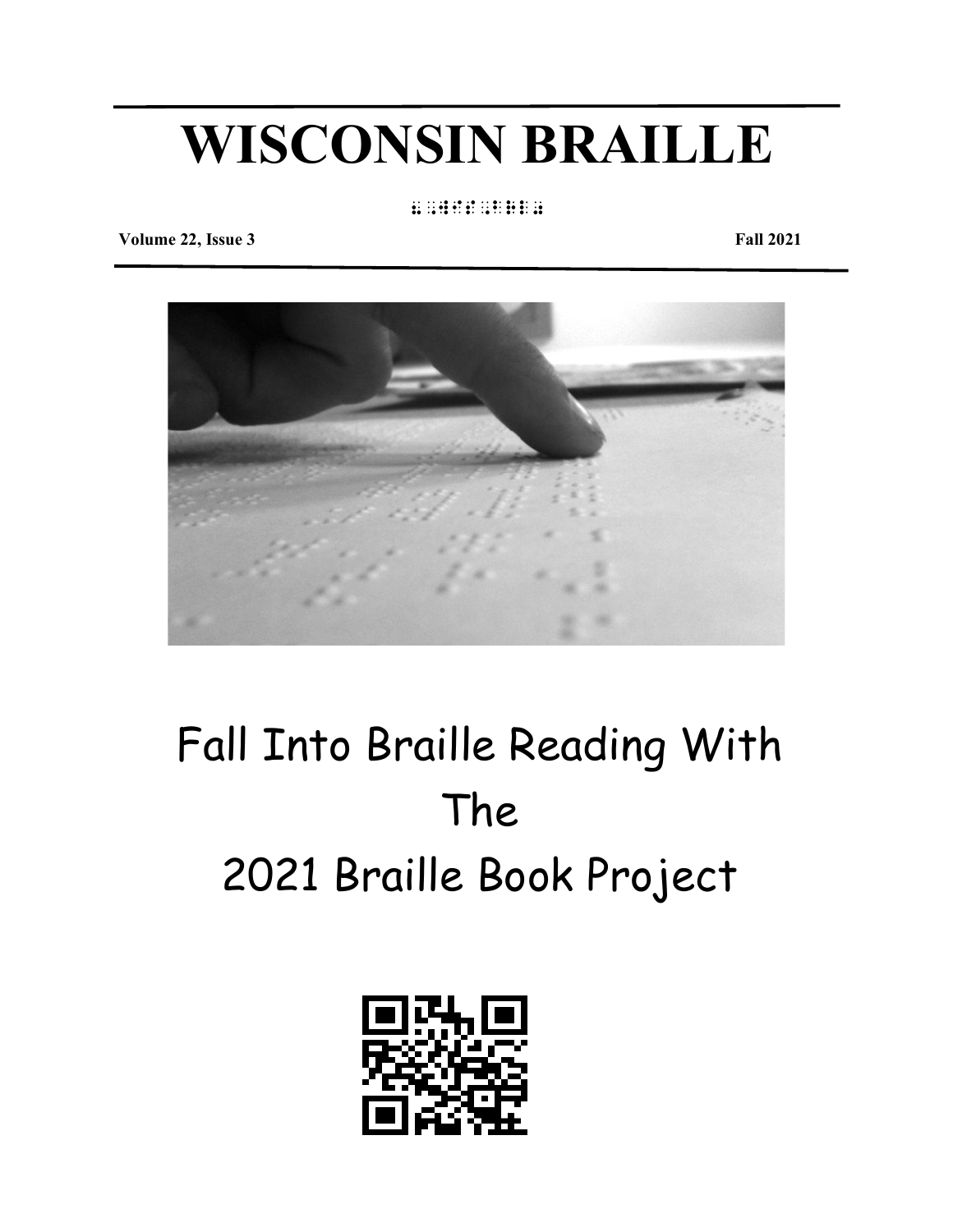# WISCONSIN BRAILLE

Volume 22, Issue 3 Fall 2021

## Fall Into Braille Reading With The 2021 Braille Book Project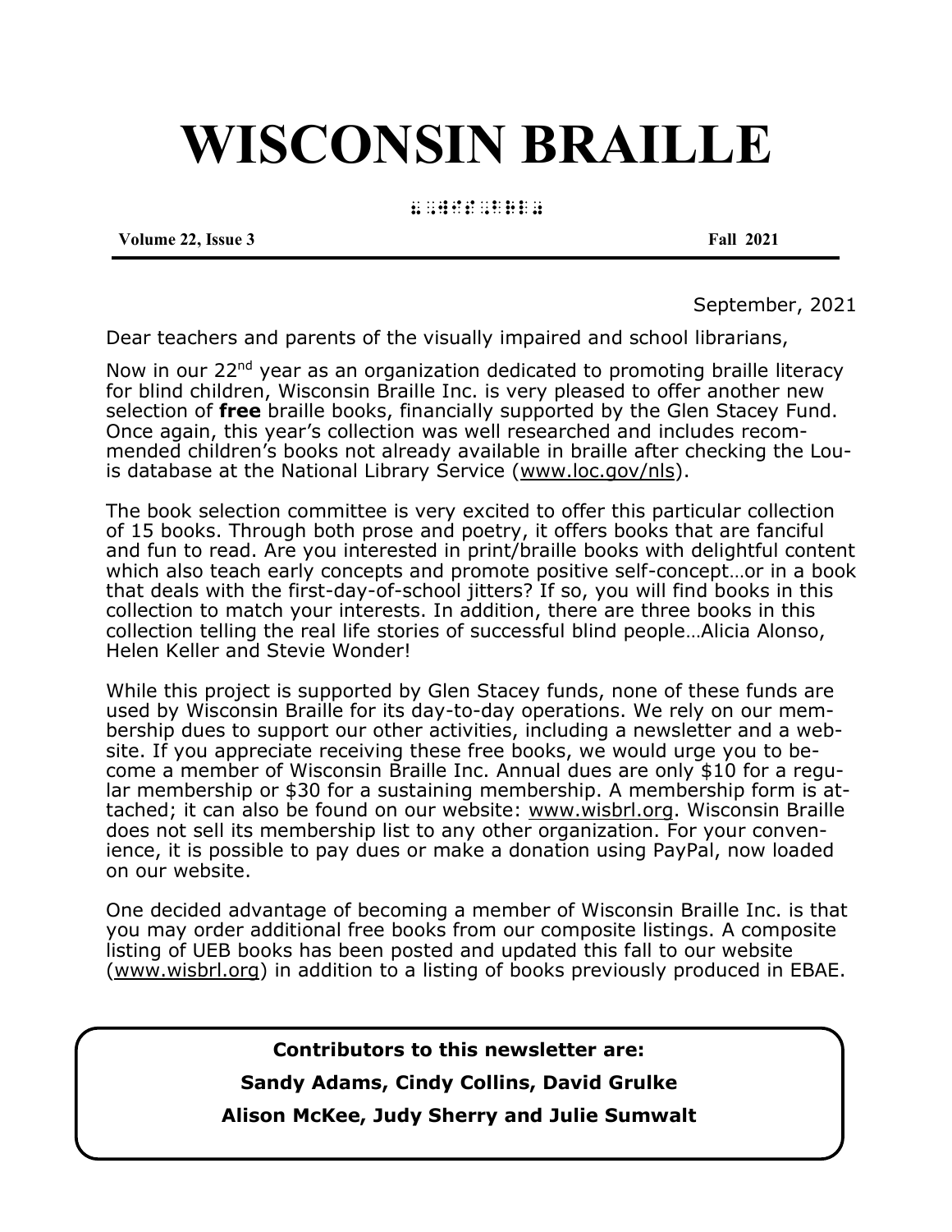# WISCONSIN BRAILLE

⠠⠠⠺⠊⠎⠉⠕⠝⠎⠊⠝ ⠠⠠⠃⠗⠇

**Volume 22, Issue 3** **Fall 2021**

September, 2021

Dear teachers and parents of the visually impaired and school librarians,

Now in our 22nd year as an organization dedicated to promoting braille literacy for blind children, Wisconsin Braille Inc. is very pleased to offer another new selection of **free** braille books, financially supported by the Glen Stacey Fund. Once again, this year's collection was well researched and includes recommended children's books not already available in braille after checking the Louis database at the National Library Service (www.loc.gov/nls).

The book selection committee is very excited to offer this particular collection of 15 books. Through both prose and poetry, it offers books that are fanciful and fun to read. Are you interested in print/braille books with delightful content which also teach early concepts and promote positive self-concept…or in a book that deals with the first-day-of-school jitters? If so, you will find books in this collection to match your interests. In addition, there are three books in this collection telling the real life stories of successful blind people…Alicia Alonso, Helen Keller and Stevie Wonder!

While this project is supported by Glen Stacey funds, none of these funds are used by Wisconsin Braille for its day-to-day operations. We rely on our membership dues to support our other activities, including a newsletter and a website. If you appreciate receiving these free books, we would urge you to become a member of Wisconsin Braille Inc. Annual dues are only $10 for a regular membership or $30 for a sustaining membership. A membership form is attached; it can also be found on our website: www.wisbrl.org. Wisconsin Braille does not sell its membership list to any other organization. For your convenience, it is possible to pay dues or make a donation using PayPal, now loaded on our website.

One decided advantage of becoming a member of Wisconsin Braille Inc. is that you may order additional free books from our composite listings. A composite listing of UEB books has been posted and updated this fall to our website (www.wisbrl.org) in addition to a listing of books previously produced in EBAE.

**Contributors to this newsletter are:**

**Sandy Adams, Cindy Collins, David Grulke**

**Alison McKee, Judy Sherry and Julie Sumwalt**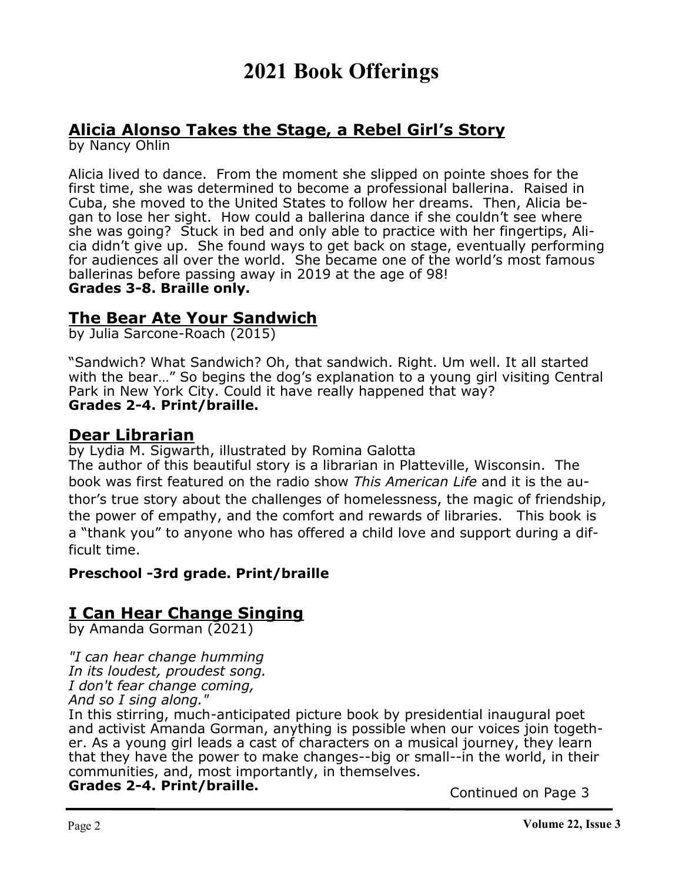# 2021 Book Offerings

## Alicia Alonso Takes the Stage, a Rebel Girl's Story

by Nancy Ohlin

Alicia lived to dance. From the moment she slipped on pointe shoes for the first time, she was determined to become a professional ballerina. Raised in Cuba, she moved to the United States to follow her dreams. Then, Alicia began to lose her sight. How could a ballerina dance if she couldn't see where she was going? Stuck in bed and only able to practice with her fingertips, Alicia didn't give up. She found ways to get back on stage, eventually performing for audiences all over the world. She became one of the world's most famous ballerinas before passing away in 2019 at the age of 98!

**Grades 3-8. Braille only.**

## The Bear Ate Your Sandwich

by Julia Sarcone-Roach (2015)

"Sandwich? What Sandwich? Oh, that sandwich. Right. Um well. It all started with the bear…" So begins the dog's explanation to a young girl visiting Central Park in New York City. Could it have really happened that way?

**Grades 2-4. Print/braille.**

## Dear Librarian

by Lydia M. Sigwarth, illustrated by Romina Galotta

The author of this beautiful story is a librarian in Platteville, Wisconsin. The book was first featured on the radio show *This American Life* and it is the author's true story about the challenges of homelessness, the magic of friendship, the power of empathy, and the comfort and rewards of libraries. This book is a "thank you" to anyone who has offered a child love and support during a difficult time.

**Preschool -3rd grade. Print/braille**

## I Can Hear Change Singing

by Amanda Gorman (2021)

*"I can hear change humming*
*In its loudest, proudest song.*
*I don't fear change coming,*
*And so I sing along."*

In this stirring, much-anticipated picture book by presidential inaugural poet and activist Amanda Gorman, anything is possible when our voices join together. As a young girl leads a cast of characters on a musical journey, they learn that they have the power to make changes--big or small--in the world, in their communities, and, most importantly, in themselves.

**Grades 2-4. Print/braille.**

Continued on Page 3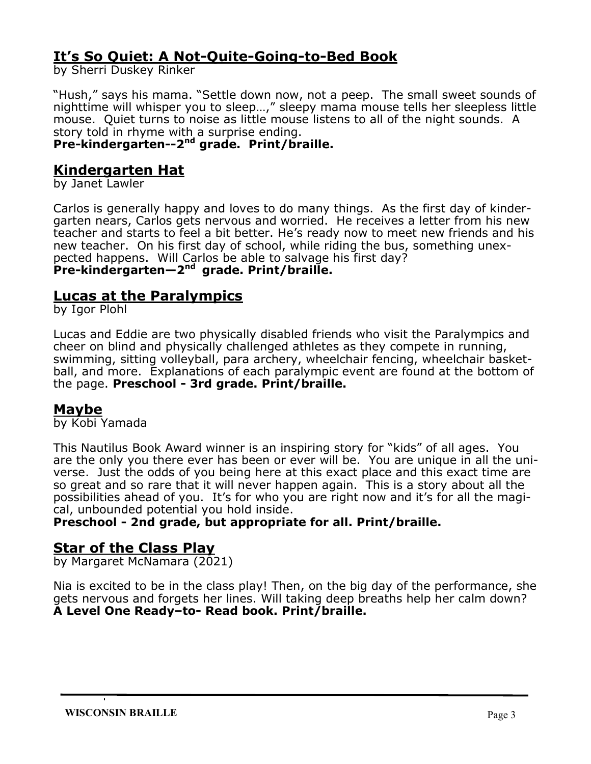## It's So Quiet: A Not-Quite-Going-to-Bed Book

by Sherri Duskey Rinker

"Hush," says his mama. "Settle down now, not a peep. The small sweet sounds of nighttime will whisper you to sleep…," sleepy mama mouse tells her sleepless little mouse. Quiet turns to noise as little mouse listens to all of the night sounds. A story told in rhyme with a surprise ending.

**Pre-kindergarten--2nd grade. Print/braille.**

## Kindergarten Hat

by Janet Lawler

Carlos is generally happy and loves to do many things. As the first day of kindergarten nears, Carlos gets nervous and worried. He receives a letter from his new teacher and starts to feel a bit better. He's ready now to meet new friends and his new teacher. On his first day of school, while riding the bus, something unexpected happens. Will Carlos be able to salvage his first day?

**Pre-kindergarten—2nd grade. Print/braille.**

## Lucas at the Paralympics

by Igor Plohl

Lucas and Eddie are two physically disabled friends who visit the Paralympics and cheer on blind and physically challenged athletes as they compete in running, swimming, sitting volleyball, para archery, wheelchair fencing, wheelchair basketball, and more. Explanations of each paralympic event are found at the bottom of the page. **Preschool - 3rd grade. Print/braille.**

## Maybe

by Kobi Yamada

This Nautilus Book Award winner is an inspiring story for "kids" of all ages. You are the only you there ever has been or ever will be. You are unique in all the universe. Just the odds of you being here at this exact place and this exact time are so great and so rare that it will never happen again. This is a story about all the possibilities ahead of you. It's for who you are right now and it's for all the magical, unbounded potential you hold inside.

**Preschool - 2nd grade, but appropriate for all. Print/braille.**

## Star of the Class Play

by Margaret McNamara (2021)

Nia is excited to be in the class play! Then, on the big day of the performance, she gets nervous and forgets her lines. Will taking deep breaths help her calm down?

**A Level One Ready–to- Read book. Print/braille.**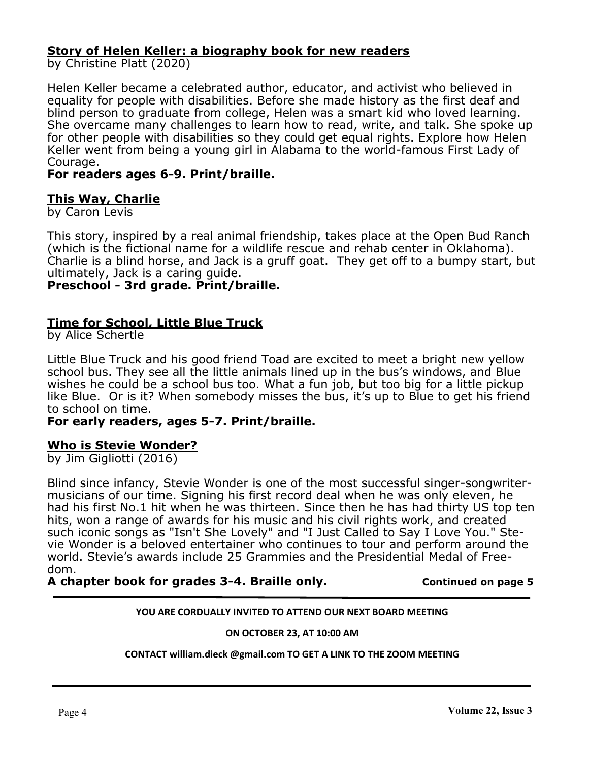### **Story of Helen Keller: a biography book for new readers**

by Christine Platt (2020)

Helen Keller became a celebrated author, educator, and activist who believed in equality for people with disabilities. Before she made history as the first deaf and blind person to graduate from college, Helen was a smart kid who loved learning. She overcame many challenges to learn how to read, write, and talk. She spoke up for other people with disabilities so they could get equal rights. Explore how Helen Keller went from being a young girl in Alabama to the world-famous First Lady of Courage.

**For readers ages 6-9. Print/braille.**

### **This Way, Charlie**

by Caron Levis

This story, inspired by a real animal friendship, takes place at the Open Bud Ranch (which is the fictional name for a wildlife rescue and rehab center in Oklahoma). Charlie is a blind horse, and Jack is a gruff goat. They get off to a bumpy start, but ultimately, Jack is a caring guide.

**Preschool - 3rd grade. Print/braille.**

### **Time for School, Little Blue Truck**

by Alice Schertle

Little Blue Truck and his good friend Toad are excited to meet a bright new yellow school bus. They see all the little animals lined up in the bus's windows, and Blue wishes he could be a school bus too. What a fun job, but too big for a little pickup like Blue. Or is it? When somebody misses the bus, it's up to Blue to get his friend to school on time.

**For early readers, ages 5-7. Print/braille.**

### **Who is Stevie Wonder?**

by Jim Gigliotti (2016)

Blind since infancy, Stevie Wonder is one of the most successful singer-songwriter-musicians of our time. Signing his first record deal when he was only eleven, he had his first No.1 hit when he was thirteen. Since then he has had thirty US top ten hits, won a range of awards for his music and his civil rights work, and created such iconic songs as "Isn't She Lovely" and "I Just Called to Say I Love You." Stevie Wonder is a beloved entertainer who continues to tour and perform around the world. Stevie's awards include 25 Grammies and the Presidential Medal of Freedom.

**A chapter book for grades 3-4. Braille only.** **Continued on page 5**

---

**YOU ARE CORDUALLY INVITED TO ATTEND OUR NEXT BOARD MEETING**

**ON OCTOBER 23, AT 10:00 AM**

**CONTACT william.dieck @gmail.com TO GET A LINK TO THE ZOOM MEETING**

---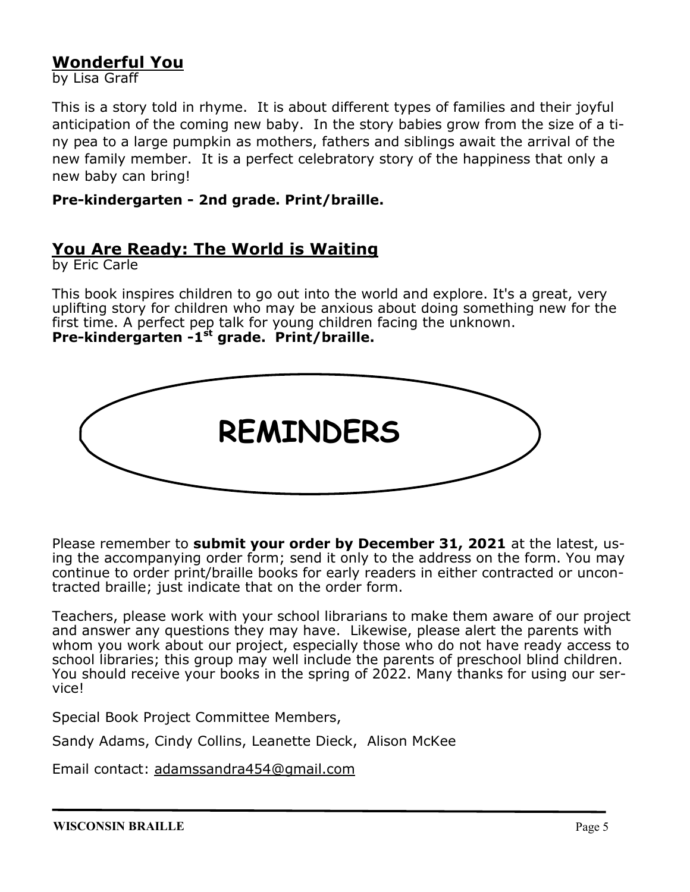## Wonderful You

by Lisa Graff

This is a story told in rhyme. It is about different types of families and their joyful anticipation of the coming new baby. In the story babies grow from the size of a tiny pea to a large pumpkin as mothers, fathers and siblings await the arrival of the new family member. It is a perfect celebratory story of the happiness that only a new baby can bring!

**Pre-kindergarten - 2nd grade. Print/braille.**

## You Are Ready: The World is Waiting

by Eric Carle

This book inspires children to go out into the world and explore. It's a great, very uplifting story for children who may be anxious about doing something new for the first time. A perfect pep talk for young children facing the unknown.

**Pre-kindergarten -1st grade. Print/braille.**

# REMINDERS

Please remember to **submit your order by December 31, 2021** at the latest, using the accompanying order form; send it only to the address on the form. You may continue to order print/braille books for early readers in either contracted or uncontracted braille; just indicate that on the order form.

Teachers, please work with your school librarians to make them aware of our project and answer any questions they may have. Likewise, please alert the parents with whom you work about our project, especially those who do not have ready access to school libraries; this group may well include the parents of preschool blind children. You should receive your books in the spring of 2022. Many thanks for using our service!

Special Book Project Committee Members,

Sandy Adams, Cindy Collins, Leanette Dieck, Alison McKee

Email contact: adamssandra454@gmail.com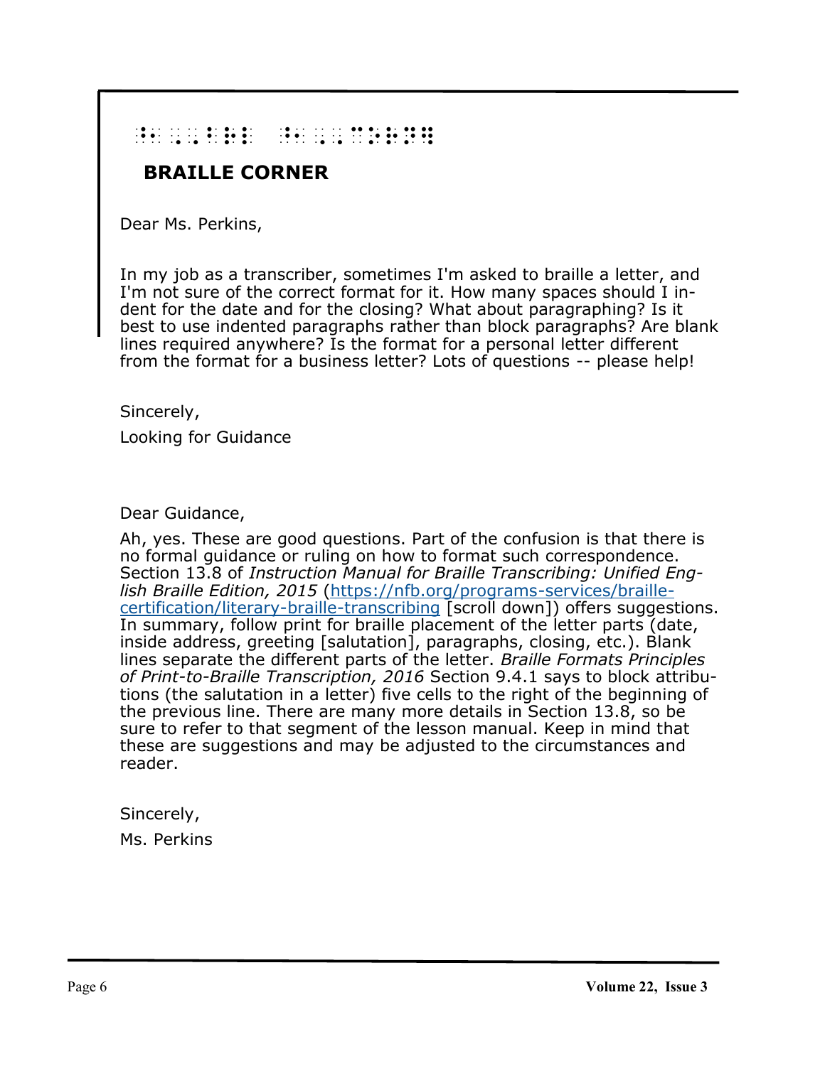⠠⠃⠗⠁⠊⠇⠇⠑ ⠠⠉⠕⠗⠝⠑⠗

## BRAILLE CORNER

Dear Ms. Perkins,

In my job as a transcriber, sometimes I'm asked to braille a letter, and I'm not sure of the correct format for it. How many spaces should I indent for the date and for the closing? What about paragraphing? Is it best to use indented paragraphs rather than block paragraphs? Are blank lines required anywhere? Is the format for a personal letter different from the format for a business letter? Lots of questions -- please help!

Sincerely,

Looking for Guidance

Dear Guidance,

Ah, yes. These are good questions. Part of the confusion is that there is no formal guidance or ruling on how to format such correspondence. Section 13.8 of *Instruction Manual for Braille Transcribing: Unified English Braille Edition, 2015* ([https://nfb.org/programs-services/braille-certification/literary-braille-transcribing](https://nfb.org/programs-services/braille-certification/literary-braille-transcribing) [scroll down]) offers suggestions. In summary, follow print for braille placement of the letter parts (date, inside address, greeting [salutation], paragraphs, closing, etc.). Blank lines separate the different parts of the letter. *Braille Formats Principles of Print-to-Braille Transcription, 2016* Section 9.4.1 says to block attributions (the salutation in a letter) five cells to the right of the beginning of the previous line. There are many more details in Section 13.8, so be sure to refer to that segment of the lesson manual. Keep in mind that these are suggestions and may be adjusted to the circumstances and reader.

Sincerely,

Ms. Perkins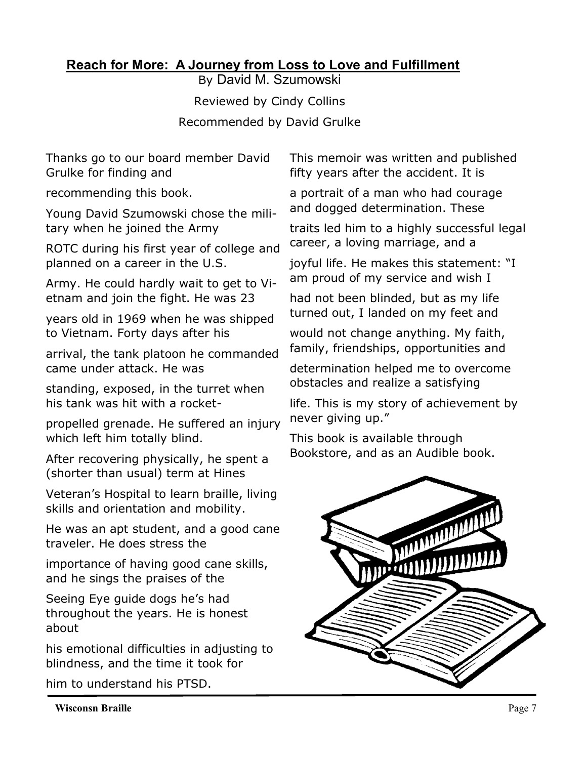## Reach for More: A Journey from Loss to Love and Fulfillment

By David M. Szumowski

Reviewed by Cindy Collins

Recommended by David Grulke

Thanks go to our board member David Grulke for finding and recommending this book.

Young David Szumowski chose the military when he joined the Army ROTC during his first year of college and planned on a career in the U.S. Army. He could hardly wait to get to Vietnam and join the fight. He was 23 years old in 1969 when he was shipped to Vietnam. Forty days after his arrival, the tank platoon he commanded came under attack. He was standing, exposed, in the turret when his tank was hit with a rocket-propelled grenade. He suffered an injury which left him totally blind.

After recovering physically, he spent a (shorter than usual) term at Hines Veteran's Hospital to learn braille, living skills and orientation and mobility. He was an apt student, and a good cane traveler. He does stress the importance of having good cane skills, and he sings the praises of the Seeing Eye guide dogs he's had throughout the years. He is honest about his emotional difficulties in adjusting to blindness, and the time it took for him to understand his PTSD.

This memoir was written and published fifty years after the accident. It is a portrait of a man who had courage and dogged determination. These traits led him to a highly successful legal career, a loving marriage, and a joyful life. He makes this statement: "I am proud of my service and wish I had not been blinded, but as my life turned out, I landed on my feet and would not change anything. My faith, family, friendships, opportunities and determination helped me to overcome obstacles and realize a satisfying life. This is my story of achievement by never giving up."

This book is available through Bookstore, and as an Audible book.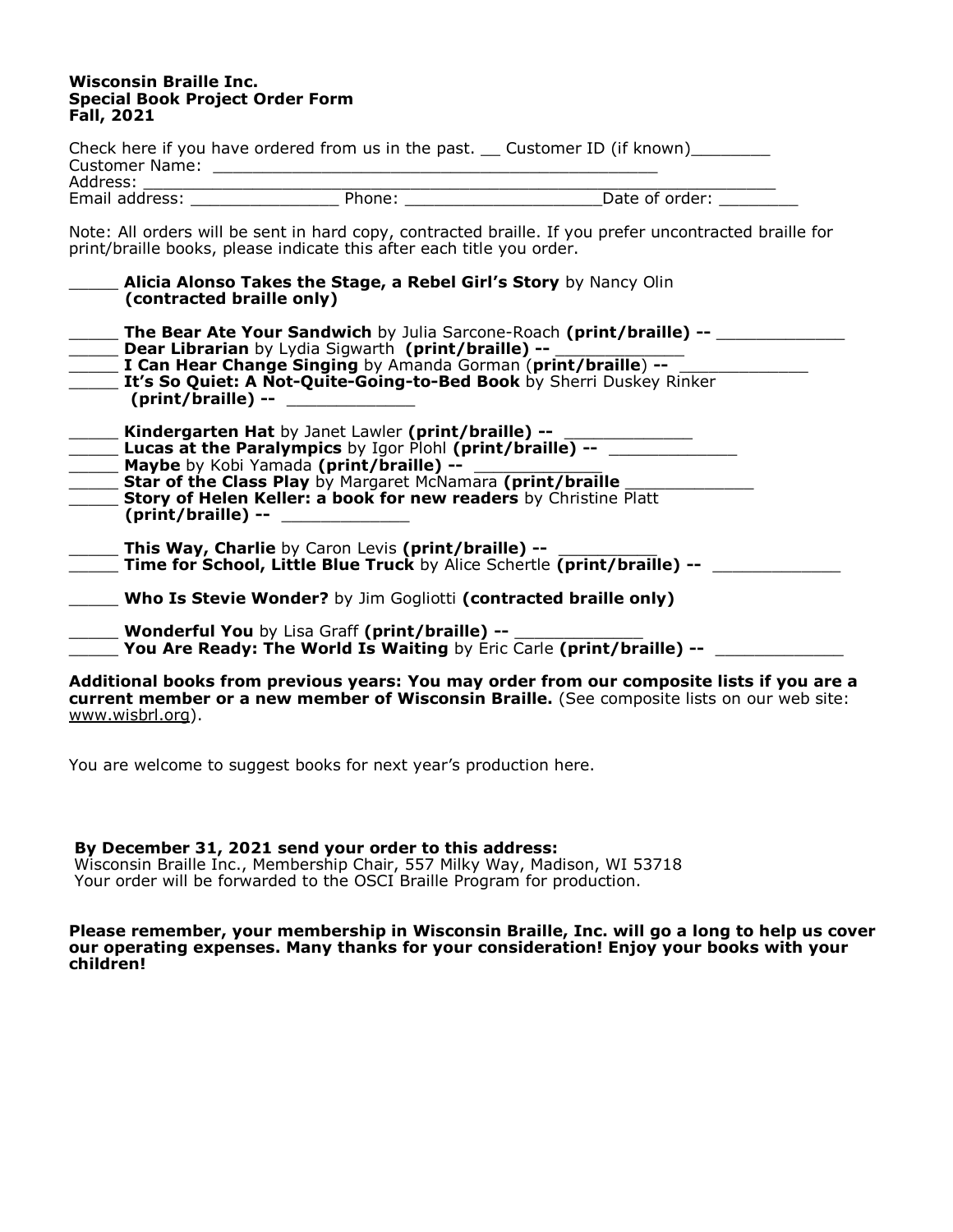**Wisconsin Braille Inc.**
**Special Book Project Order Form**
**Fall, 2021**

Check here if you have ordered from us in the past. __ Customer ID (if known)________
Customer Name: ________________________________________________
Address: ____________________________________________________________
Email address: _______________ Phone: ____________________Date of order: ________

Note: All orders will be sent in hard copy, contracted braille. If you prefer uncontracted braille for print/braille books, please indicate this after each title you order.

_____ **Alicia Alonso Takes the Stage, a Rebel Girl's Story** by Nancy Olin **(contracted braille only)**

_____ **The Bear Ate Your Sandwich** by Julia Sarcone-Roach **(print/braille) --** _____________
_____ **Dear Librarian** by Lydia Sigwarth **(print/braille) --** _____________
_____ **I Can Hear Change Singing** by Amanda Gorman (**print/braille**) **--** _____________
_____ **It's So Quiet: A Not-Quite-Going-to-Bed Book** by Sherri Duskey Rinker **(print/braille) --** _____________

_____ **Kindergarten Hat** by Janet Lawler **(print/braille) --** _____________
_____ **Lucas at the Paralympics** by Igor Plohl **(print/braille) --** _____________
_____ **Maybe** by Kobi Yamada **(print/braille) --** _____________
_____ **Star of the Class Play** by Margaret McNamara **(print/braille** _____________
_____ **Story of Helen Keller: a book for new readers** by Christine Platt **(print/braille) --** _____________

_____ **This Way, Charlie** by Caron Levis **(print/braille) --** __________
_____ **Time for School, Little Blue Truck** by Alice Schertle **(print/braille) --** _____________

_____ **Who Is Stevie Wonder?** by Jim Gogliotti **(contracted braille only)**

_____ **Wonderful You** by Lisa Graff **(print/braille) --** _____________
_____ **You Are Ready: The World Is Waiting** by Eric Carle **(print/braille) --** _____________

**Additional books from previous years: You may order from our composite lists if you are a current member or a new member of Wisconsin Braille.** (See composite lists on our web site: www.wisbrl.org).

You are welcome to suggest books for next year's production here.

**By December 31, 2021 send your order to this address:**
Wisconsin Braille Inc., Membership Chair, 557 Milky Way, Madison, WI 53718
Your order will be forwarded to the OSCI Braille Program for production.

**Please remember, your membership in Wisconsin Braille, Inc. will go a long to help us cover our operating expenses. Many thanks for your consideration! Enjoy your books with your children!**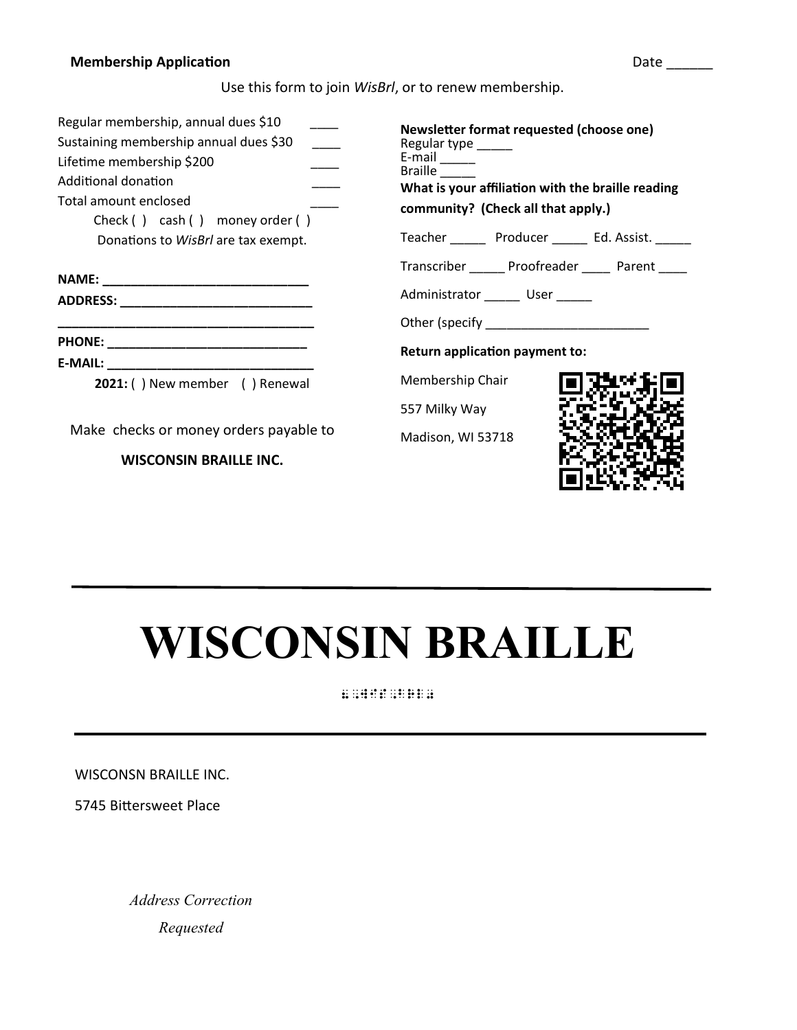**Membership Application** Date ______

Use this form to join *WisBrl*, or to renew membership.

Regular membership, annual dues $10 ____
Sustaining membership annual dues $30 ____
Lifetime membership $200 ____
Additional donation ____
Total amount enclosed ____

Check ( ) cash ( ) money order ( )

Donations to *WisBrl* are tax exempt.

**NAME:** ____________________________

**ADDRESS:** ___________________________

____________________________________

**PHONE:** ____________________________

**E-MAIL:** ____________________________

**2021:** ( ) New member ( ) Renewal

Make checks or money orders payable to

**WISCONSIN BRAILLE INC.**

**Newsletter format requested (choose one)**

Regular type _____
E-mail _____
Braille _____

**What is your affiliation with the braille reading community? (Check all that apply.)**

Teacher _____ Producer _____ Ed. Assist. _____

Transcriber _____ Proofreader ____ Parent ____

Administrator _____ User _____

Other (specify _______________________

**Return application payment to:**

Membership Chair

557 Milky Way

Madison, WI 53718

# WISCONSIN BRAILLE

WISCONSN BRAILLE INC.

5745 Bittersweet Place

*Address Correction Requested*